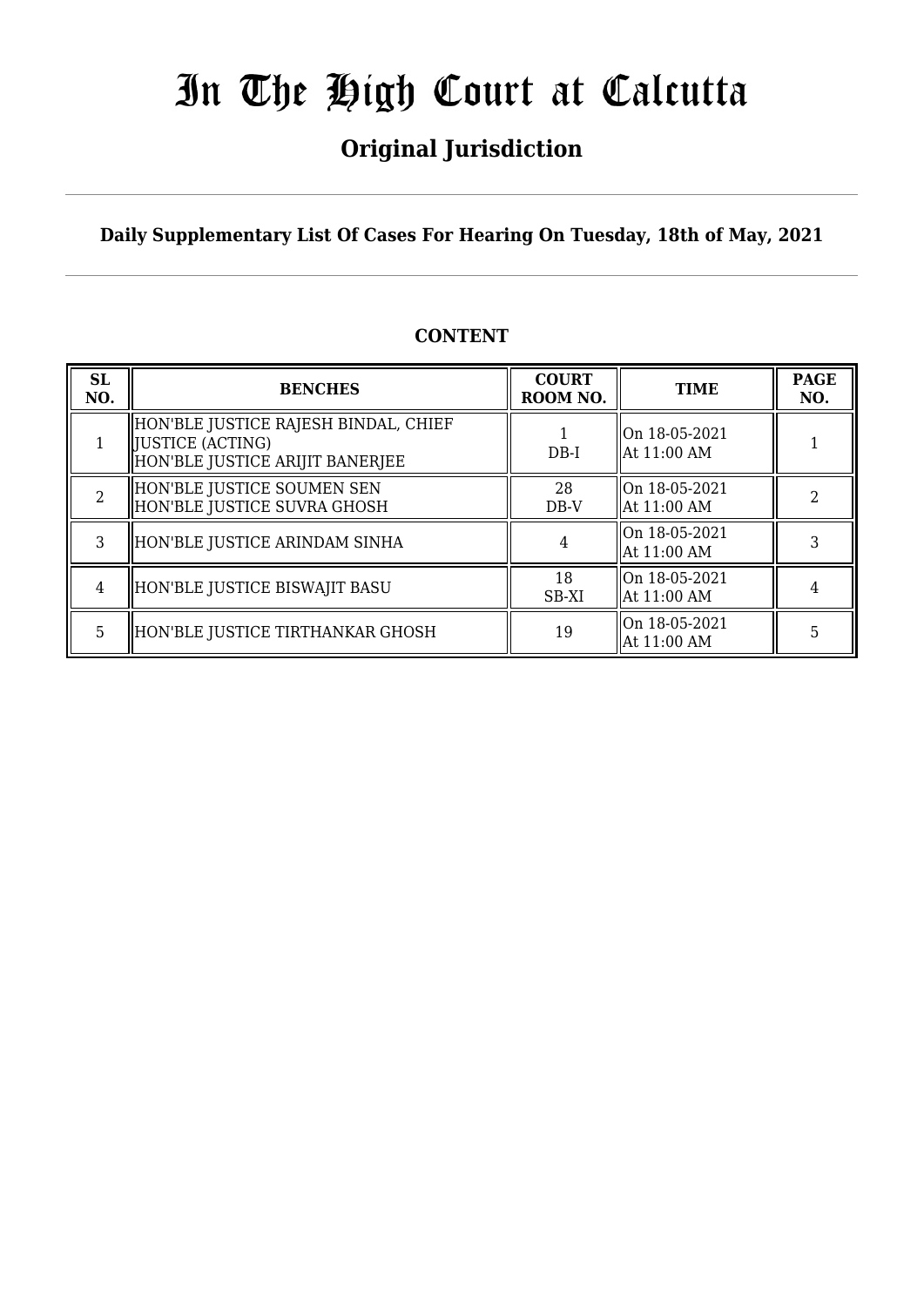# In The High Court at Calcutta

## Original Jurisdiction

**Daily Supplementary List Of Cases For Hearing On Tuesday, 18th of May, 2021**

**CONTENT**

| SL NO. | BENCHES | COURT ROOM NO. | TIME | PAGE NO. |
|---|---|---|---|---|
| 1 | HON'BLE JUSTICE RAJESH BINDAL, CHIEF JUSTICE (ACTING)<br>HON'BLE JUSTICE ARIJIT BANERJEE | 1<br>DB-I | On 18-05-2021<br>At 11:00 AM | 1 |
| 2 | HON'BLE JUSTICE SOUMEN SEN<br>HON'BLE JUSTICE SUVRA GHOSH | 28<br>DB-V | On 18-05-2021<br>At 11:00 AM | 2 |
| 3 | HON'BLE JUSTICE ARINDAM SINHA | 4 | On 18-05-2021<br>At 11:00 AM | 3 |
| 4 | HON'BLE JUSTICE BISWAJIT BASU | 18<br>SB-XI | On 18-05-2021<br>At 11:00 AM | 4 |
| 5 | HON'BLE JUSTICE TIRTHANKAR GHOSH | 19 | On 18-05-2021<br>At 11:00 AM | 5 |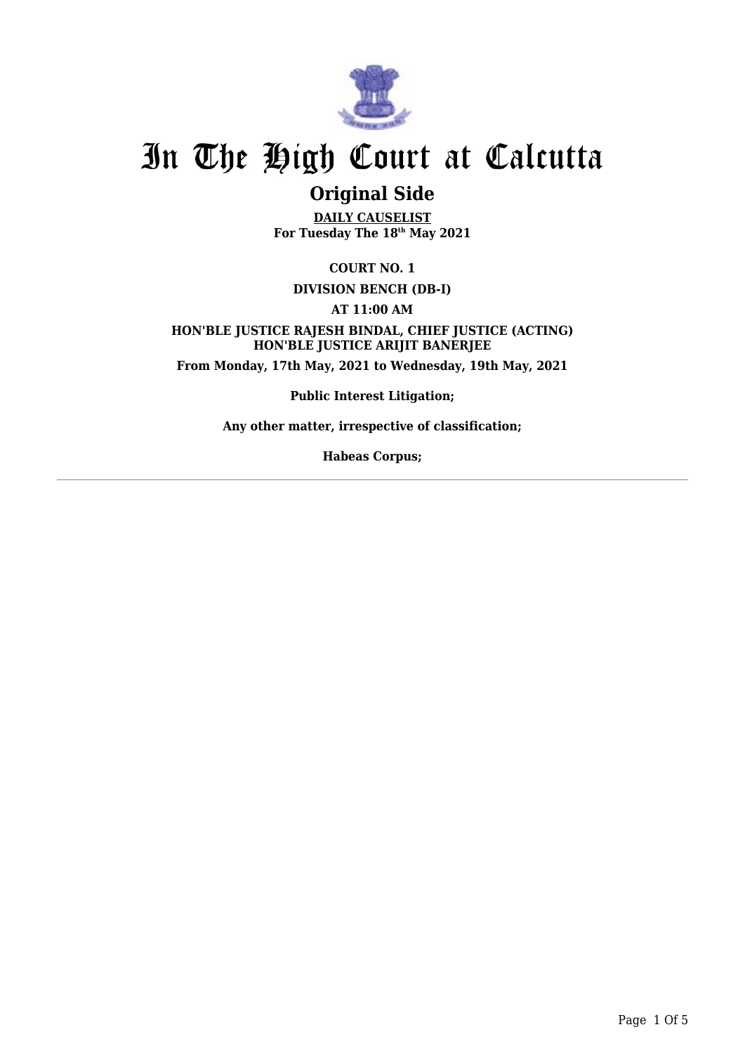# In The High Court at Calcutta

## Original Side

**DAILY CAUSELIST**
**For Tuesday The 18th May 2021**

**COURT NO. 1**

**DIVISION BENCH (DB-I)**

**AT 11:00 AM**

**HON'BLE JUSTICE RAJESH BINDAL, CHIEF JUSTICE (ACTING)**
**HON'BLE JUSTICE ARIJIT BANERJEE**

**From Monday, 17th May, 2021 to Wednesday, 19th May, 2021**

**Public Interest Litigation;**

**Any other matter, irrespective of classification;**

**Habeas Corpus;**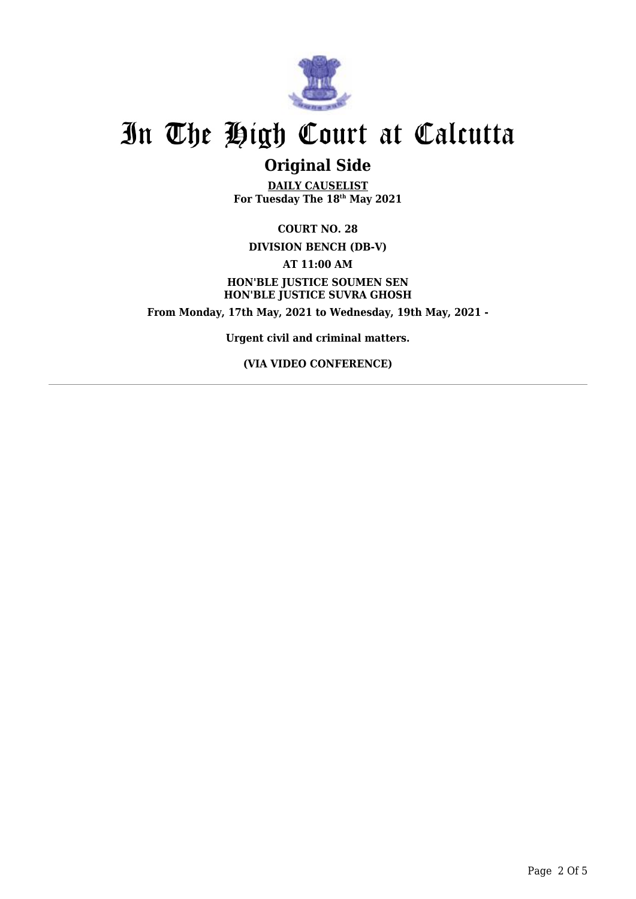# In The High Court at Calcutta

## Original Side

**DAILY CAUSELIST**
**For Tuesday The 18th May 2021**

**COURT NO. 28**

**DIVISION BENCH (DB-V)**

**AT 11:00 AM**

**HON'BLE JUSTICE SOUMEN SEN**
**HON'BLE JUSTICE SUVRA GHOSH**

**From Monday, 17th May, 2021 to Wednesday, 19th May, 2021 -**

**Urgent civil and criminal matters.**

**(VIA VIDEO CONFERENCE)**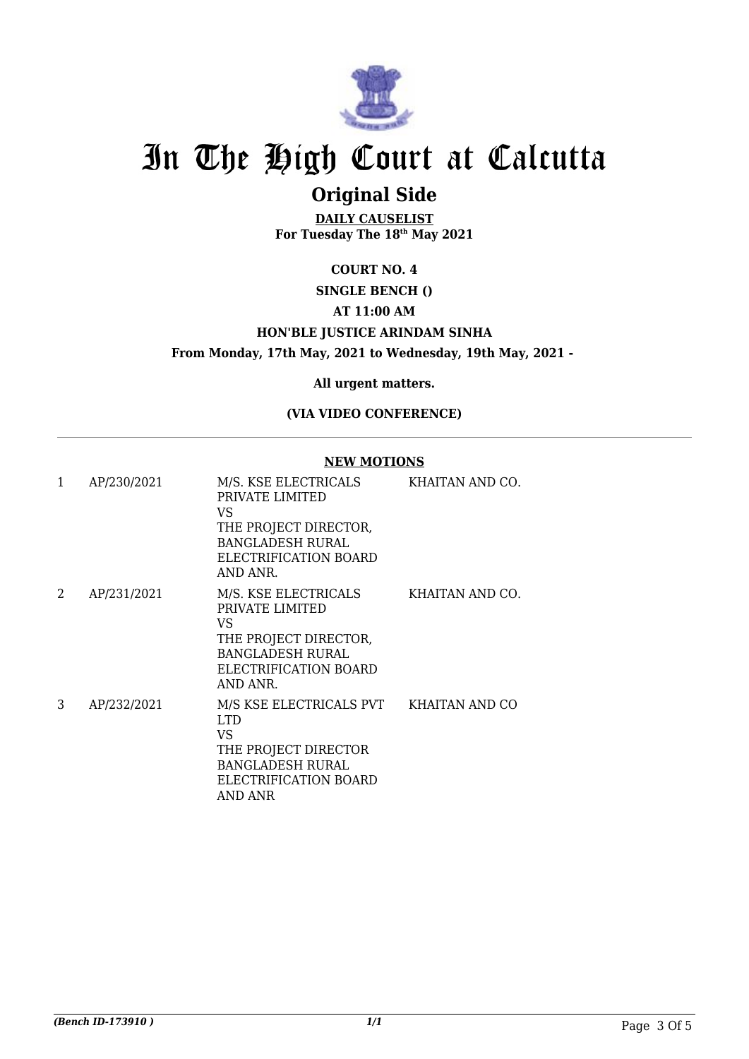# In The High Court at Calcutta

## Original Side

**DAILY CAUSELIST**
**For Tuesday The 18th May 2021**

**COURT NO. 4**

**SINGLE BENCH ()**

**AT 11:00 AM**

**HON'BLE JUSTICE ARINDAM SINHA**

**From Monday, 17th May, 2021 to Wednesday, 19th May, 2021 -**

**All urgent matters.**

**(VIA VIDEO CONFERENCE)**

**NEW MOTIONS**

| | | | |
|---|---|---|---|
| 1 | AP/230/2021 | M/S. KSE ELECTRICALS PRIVATE LIMITED VS THE PROJECT DIRECTOR, BANGLADESH RURAL ELECTRIFICATION BOARD AND ANR. | KHAITAN AND CO. |
| 2 | AP/231/2021 | M/S. KSE ELECTRICALS PRIVATE LIMITED VS THE PROJECT DIRECTOR, BANGLADESH RURAL ELECTRIFICATION BOARD AND ANR. | KHAITAN AND CO. |
| 3 | AP/232/2021 | M/S KSE ELECTRICALS PVT LTD VS THE PROJECT DIRECTOR BANGLADESH RURAL ELECTRIFICATION BOARD AND ANR | KHAITAN AND CO |

*(Bench ID-173910 )*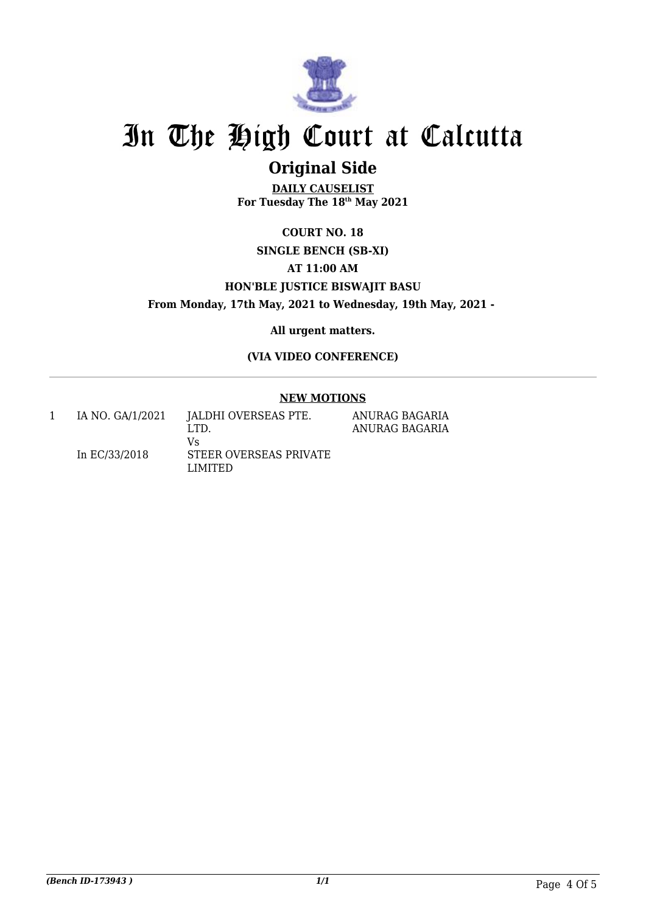# In The High Court at Calcutta

## Original Side

**DAILY CAUSELIST**
**For Tuesday The 18th May 2021**

**COURT NO. 18**

**SINGLE BENCH (SB-XI)**

**AT 11:00 AM**

**HON'BLE JUSTICE BISWAJIT BASU**

**From Monday, 17th May, 2021 to Wednesday, 19th May, 2021 -**

**All urgent matters.**

**(VIA VIDEO CONFERENCE)**

---

### NEW MOTIONS

| | | | |
|---|---|---|---|
| 1 | IA NO. GA/1/2021<br><br>In EC/33/2018 | JALDHI OVERSEAS PTE. LTD.<br>Vs<br>STEER OVERSEAS PRIVATE LIMITED | ANURAG BAGARIA<br>ANURAG BAGARIA |

*(Bench ID-173943 )* 1/1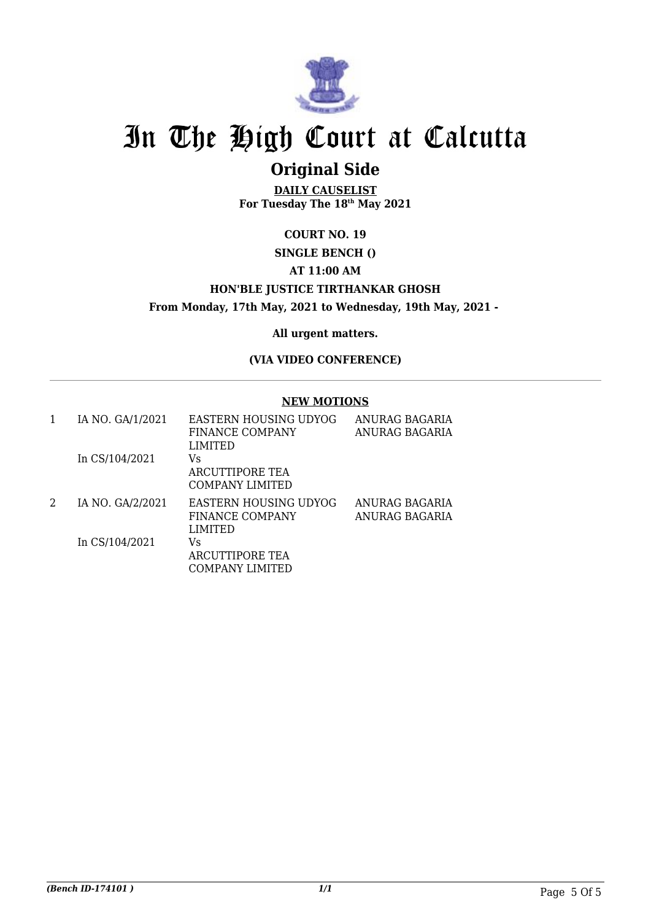# In The High Court at Calcutta

## Original Side

**DAILY CAUSELIST**
**For Tuesday The 18th May 2021**

**COURT NO. 19**

**SINGLE BENCH ()**

**AT 11:00 AM**

**HON'BLE JUSTICE TIRTHANKAR GHOSH**

**From Monday, 17th May, 2021 to Wednesday, 19th May, 2021 -**

**All urgent matters.**

**(VIA VIDEO CONFERENCE)**

---

**NEW MOTIONS**

| | | | |
|---|---|---|---|
| 1 | IA NO. GA/1/2021<br>In CS/104/2021 | EASTERN HOUSING UDYOG FINANCE COMPANY LIMITED<br>Vs<br>ARCUTTIPORE TEA COMPANY LIMITED | ANURAG BAGARIA<br>ANURAG BAGARIA |
| 2 | IA NO. GA/2/2021<br>In CS/104/2021 | EASTERN HOUSING UDYOG FINANCE COMPANY LIMITED<br>Vs<br>ARCUTTIPORE TEA COMPANY LIMITED | ANURAG BAGARIA<br>ANURAG BAGARIA |

*(Bench ID-174101 )* *1/1*